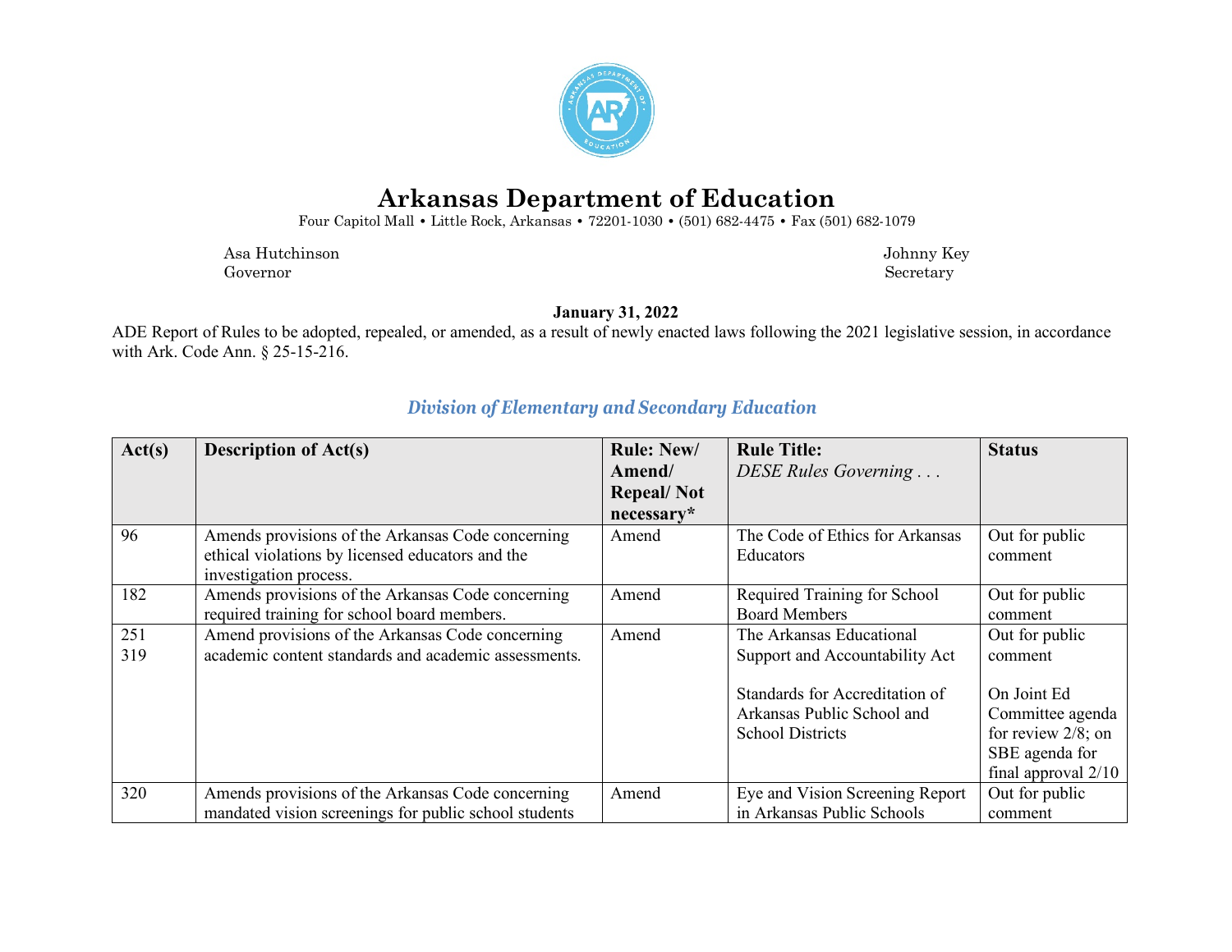# Arkansas Department of Education

Four Capitol Mall • Little Rock, Arkansas • 72201-1030 • (501) 682-4475 • Fax (501) 682-1079

Asa Hutchinson
Governor

Johnny Key
Secretary

**January 31, 2022**

ADE Report of Rules to be adopted, repealed, or amended, as a result of newly enacted laws following the 2021 legislative session, in accordance with Ark. Code Ann. § 25-15-216.

## *Division of Elementary and Secondary Education*

| Act(s) | Description of Act(s) | Rule: New/ Amend/ Repeal/ Not necessary* | Rule Title: *DESE Rules Governing . . .* | Status |
|---|---|---|---|---|
| 96 | Amends provisions of the Arkansas Code concerning ethical violations by licensed educators and the investigation process. | Amend | The Code of Ethics for Arkansas Educators | Out for public comment |
| 182 | Amends provisions of the Arkansas Code concerning required training for school board members. | Amend | Required Training for School Board Members | Out for public comment |
| 251<br>319 | Amend provisions of the Arkansas Code concerning academic content standards and academic assessments. | Amend | The Arkansas Educational Support and Accountability Act<br><br>Standards for Accreditation of Arkansas Public School and School Districts | Out for public comment<br><br>On Joint Ed Committee agenda for review 2/8; on SBE agenda for final approval 2/10 |
| 320 | Amends provisions of the Arkansas Code concerning mandated vision screenings for public school students | Amend | Eye and Vision Screening Report in Arkansas Public Schools | Out for public comment |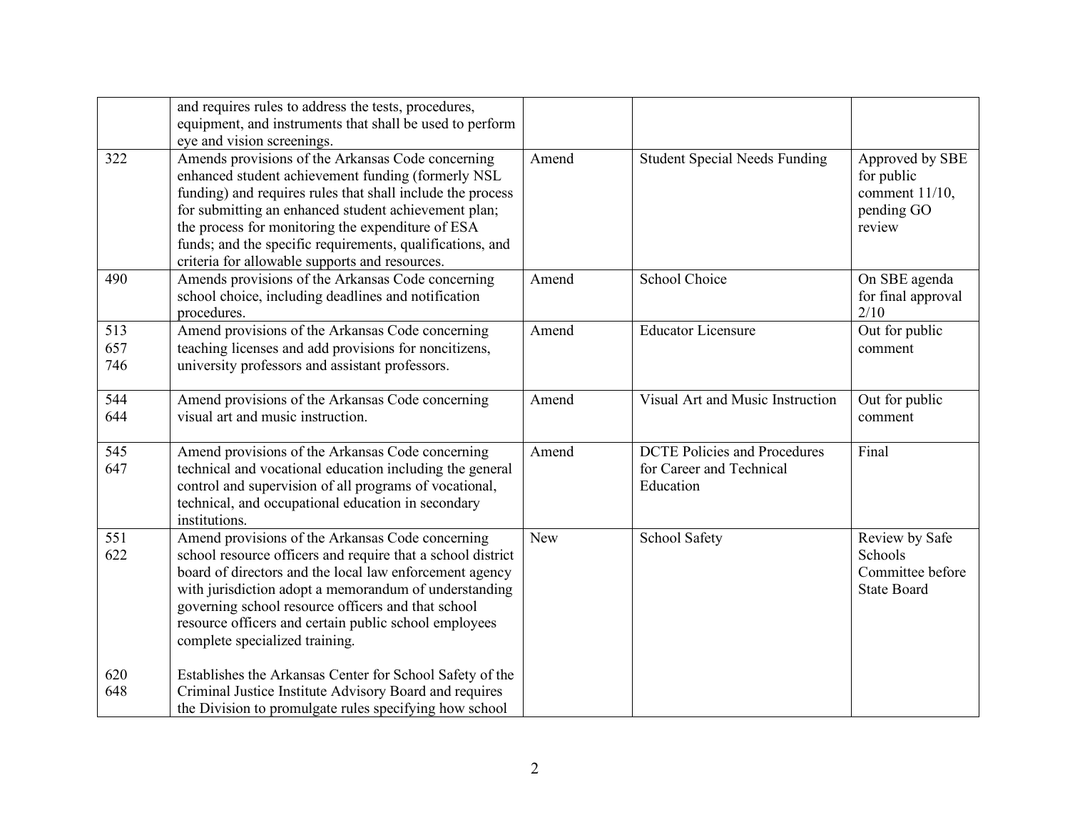| | | | | |
|---|---|---|---|---|
| | and requires rules to address the tests, procedures, equipment, and instruments that shall be used to perform eye and vision screenings. | | | |
| 322 | Amends provisions of the Arkansas Code concerning enhanced student achievement funding (formerly NSL funding) and requires rules that shall include the process for submitting an enhanced student achievement plan; the process for monitoring the expenditure of ESA funds; and the specific requirements, qualifications, and criteria for allowable supports and resources. | Amend | Student Special Needs Funding | Approved by SBE for public comment 11/10, pending GO review |
| 490 | Amends provisions of the Arkansas Code concerning school choice, including deadlines and notification procedures. | Amend | School Choice | On SBE agenda for final approval 2/10 |
| 513<br>657<br>746 | Amend provisions of the Arkansas Code concerning teaching licenses and add provisions for noncitizens, university professors and assistant professors. | Amend | Educator Licensure | Out for public comment |
| 544<br>644 | Amend provisions of the Arkansas Code concerning visual art and music instruction. | Amend | Visual Art and Music Instruction | Out for public comment |
| 545<br>647 | Amend provisions of the Arkansas Code concerning technical and vocational education including the general control and supervision of all programs of vocational, technical, and occupational education in secondary institutions. | Amend | DCTE Policies and Procedures for Career and Technical Education | Final |
| 551<br>622<br><br>620<br>648 | Amend provisions of the Arkansas Code concerning school resource officers and require that a school district board of directors and the local law enforcement agency with jurisdiction adopt a memorandum of understanding governing school resource officers and that school resource officers and certain public school employees complete specialized training.<br><br>Establishes the Arkansas Center for School Safety of the Criminal Justice Institute Advisory Board and requires the Division to promulgate rules specifying how school | New | School Safety | Review by Safe Schools Committee before State Board |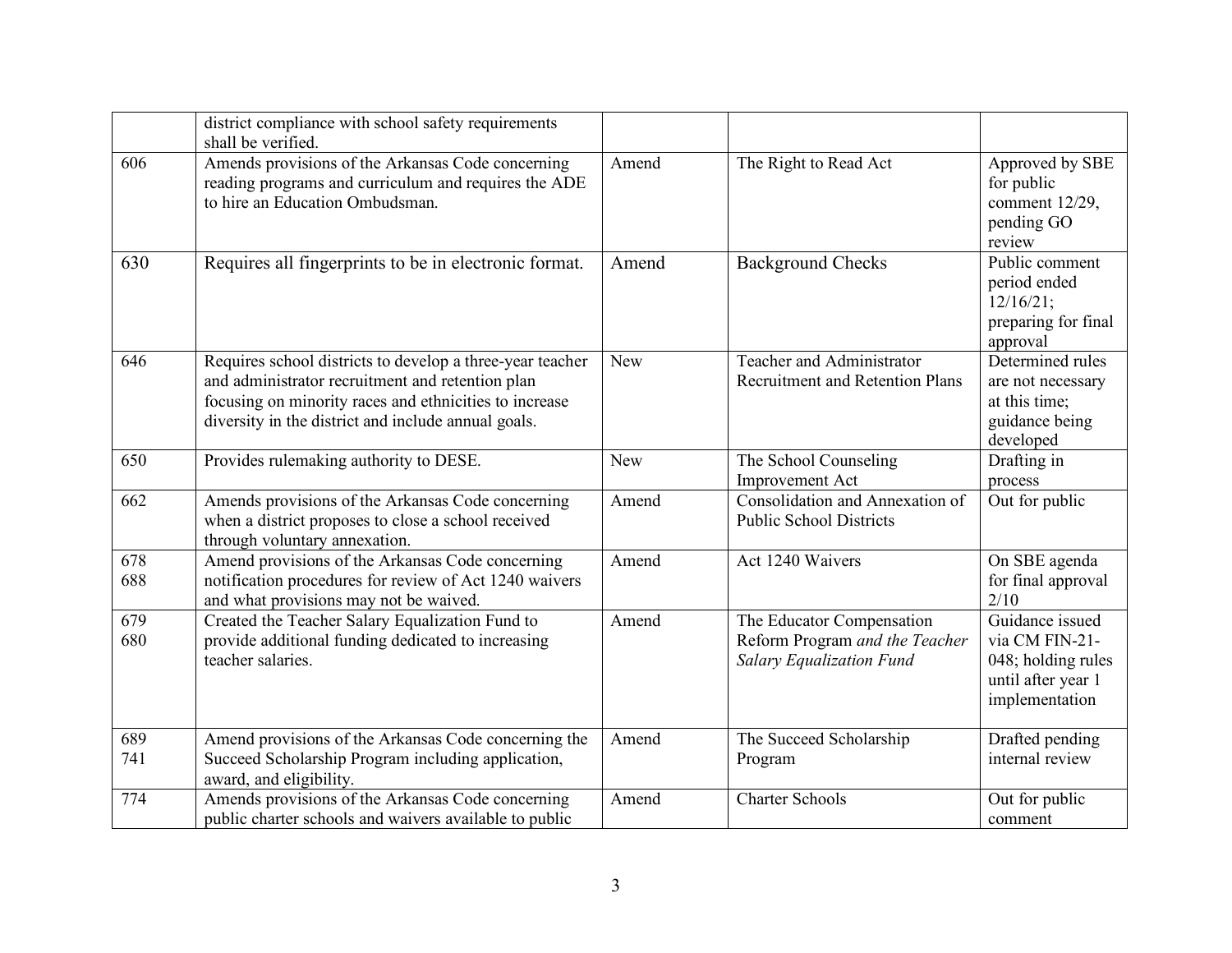| | | | | |
|---|---|---|---|---|
| | district compliance with school safety requirements shall be verified. | | | |
| 606 | Amends provisions of the Arkansas Code concerning reading programs and curriculum and requires the ADE to hire an Education Ombudsman. | Amend | The Right to Read Act | Approved by SBE for public comment 12/29, pending GO review |
| 630 | Requires all fingerprints to be in electronic format. | Amend | Background Checks | Public comment period ended 12/16/21; preparing for final approval |
| 646 | Requires school districts to develop a three-year teacher and administrator recruitment and retention plan focusing on minority races and ethnicities to increase diversity in the district and include annual goals. | New | Teacher and Administrator Recruitment and Retention Plans | Determined rules are not necessary at this time; guidance being developed |
| 650 | Provides rulemaking authority to DESE. | New | The School Counseling Improvement Act | Drafting in process |
| 662 | Amends provisions of the Arkansas Code concerning when a district proposes to close a school received through voluntary annexation. | Amend | Consolidation and Annexation of Public School Districts | Out for public |
| 678<br>688 | Amend provisions of the Arkansas Code concerning notification procedures for review of Act 1240 waivers and what provisions may not be waived. | Amend | Act 1240 Waivers | On SBE agenda for final approval 2/10 |
| 679<br>680 | Created the Teacher Salary Equalization Fund to provide additional funding dedicated to increasing teacher salaries. | Amend | The Educator Compensation Reform Program *and the Teacher Salary Equalization Fund* | Guidance issued via CM FIN-21-048; holding rules until after year 1 implementation |
| 689<br>741 | Amend provisions of the Arkansas Code concerning the Succeed Scholarship Program including application, award, and eligibility. | Amend | The Succeed Scholarship Program | Drafted pending internal review |
| 774 | Amends provisions of the Arkansas Code concerning public charter schools and waivers available to public | Amend | Charter Schools | Out for public comment |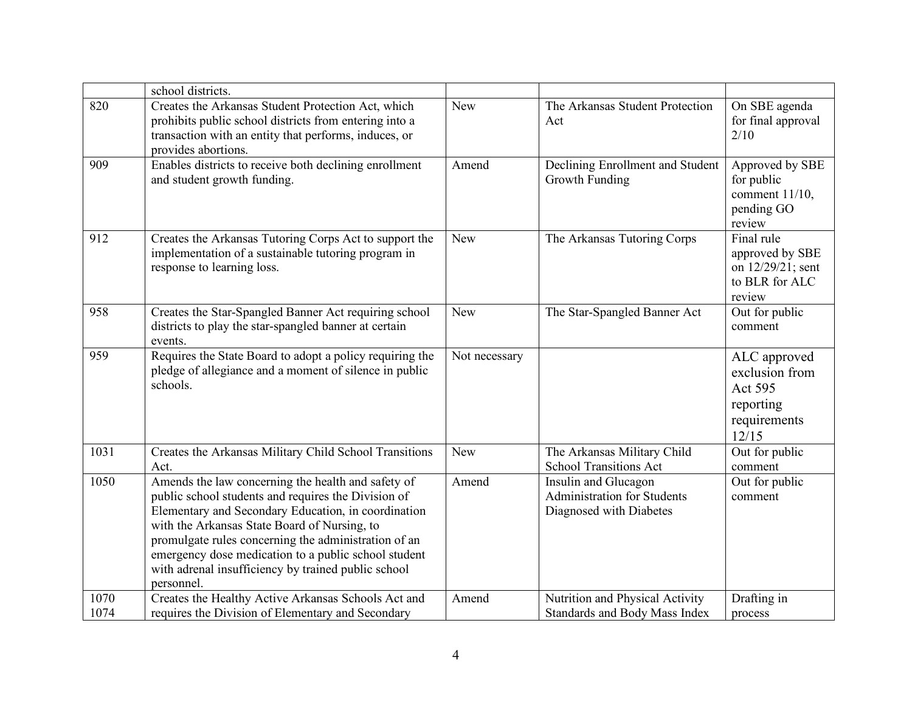| | | | | |
|---|---|---|---|---|
| | school districts. | | | |
| 820 | Creates the Arkansas Student Protection Act, which prohibits public school districts from entering into a transaction with an entity that performs, induces, or provides abortions. | New | The Arkansas Student Protection Act | On SBE agenda for final approval 2/10 |
| 909 | Enables districts to receive both declining enrollment and student growth funding. | Amend | Declining Enrollment and Student Growth Funding | Approved by SBE for public comment 11/10, pending GO review |
| 912 | Creates the Arkansas Tutoring Corps Act to support the implementation of a sustainable tutoring program in response to learning loss. | New | The Arkansas Tutoring Corps | Final rule approved by SBE on 12/29/21; sent to BLR for ALC review |
| 958 | Creates the Star-Spangled Banner Act requiring school districts to play the star-spangled banner at certain events. | New | The Star-Spangled Banner Act | Out for public comment |
| 959 | Requires the State Board to adopt a policy requiring the pledge of allegiance and a moment of silence in public schools. | Not necessary | | ALC approved exclusion from Act 595 reporting requirements 12/15 |
| 1031 | Creates the Arkansas Military Child School Transitions Act. | New | The Arkansas Military Child School Transitions Act | Out for public comment |
| 1050 | Amends the law concerning the health and safety of public school students and requires the Division of Elementary and Secondary Education, in coordination with the Arkansas State Board of Nursing, to promulgate rules concerning the administration of an emergency dose medication to a public school student with adrenal insufficiency by trained public school personnel. | Amend | Insulin and Glucagon Administration for Students Diagnosed with Diabetes | Out for public comment |
| 1070<br>1074 | Creates the Healthy Active Arkansas Schools Act and requires the Division of Elementary and Secondary | Amend | Nutrition and Physical Activity Standards and Body Mass Index | Drafting in process |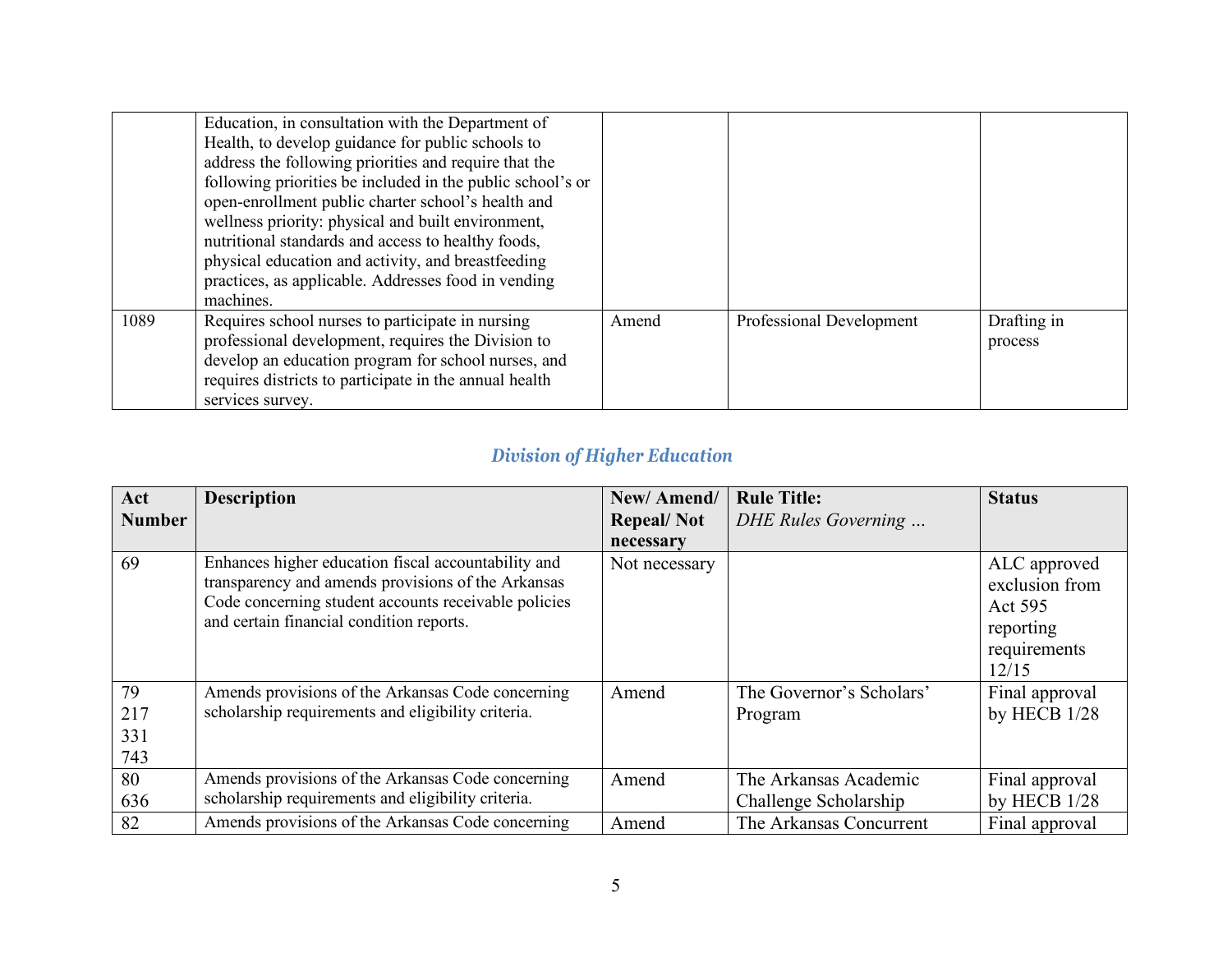| | | | | |
|---|---|---|---|---|
| | Education, in consultation with the Department of Health, to develop guidance for public schools to address the following priorities and require that the following priorities be included in the public school's or open-enrollment public charter school's health and wellness priority: physical and built environment, nutritional standards and access to healthy foods, physical education and activity, and breastfeeding practices, as applicable. Addresses food in vending machines. | | | |
| 1089 | Requires school nurses to participate in nursing professional development, requires the Division to develop an education program for school nurses, and requires districts to participate in the annual health services survey. | Amend | Professional Development | Drafting in process |

## *Division of Higher Education*

| Act Number | Description | New/ Amend/ Repeal/ Not necessary | Rule Title: *DHE Rules Governing …* | Status |
|---|---|---|---|---|
| 69 | Enhances higher education fiscal accountability and transparency and amends provisions of the Arkansas Code concerning student accounts receivable policies and certain financial condition reports. | Not necessary | | ALC approved exclusion from Act 595 reporting requirements 12/15 |
| 79<br>217<br>331<br>743 | Amends provisions of the Arkansas Code concerning scholarship requirements and eligibility criteria. | Amend | The Governor's Scholars' Program | Final approval by HECB 1/28 |
| 80<br>636 | Amends provisions of the Arkansas Code concerning scholarship requirements and eligibility criteria. | Amend | The Arkansas Academic Challenge Scholarship | Final approval by HECB 1/28 |
| 82 | Amends provisions of the Arkansas Code concerning | Amend | The Arkansas Concurrent | Final approval |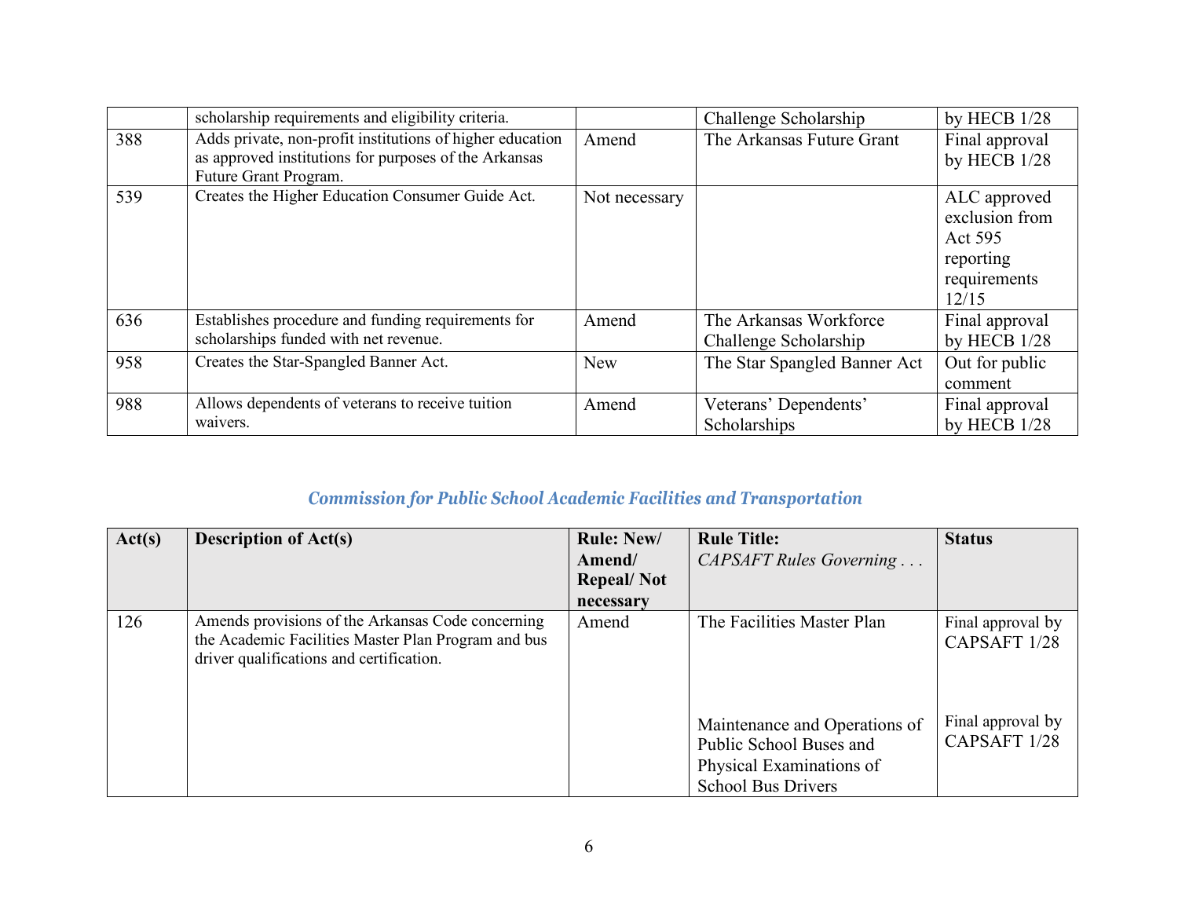| | scholarship requirements and eligibility criteria. | | Challenge Scholarship | by HECB 1/28 |
|---|---|---|---|---|
| 388 | Adds private, non-profit institutions of higher education as approved institutions for purposes of the Arkansas Future Grant Program. | Amend | The Arkansas Future Grant | Final approval by HECB 1/28 |
| 539 | Creates the Higher Education Consumer Guide Act. | Not necessary | | ALC approved exclusion from Act 595 reporting requirements 12/15 |
| 636 | Establishes procedure and funding requirements for scholarships funded with net revenue. | Amend | The Arkansas Workforce Challenge Scholarship | Final approval by HECB 1/28 |
| 958 | Creates the Star-Spangled Banner Act. | New | The Star Spangled Banner Act | Out for public comment |
| 988 | Allows dependents of veterans to receive tuition waivers. | Amend | Veterans' Dependents' Scholarships | Final approval by HECB 1/28 |

### *Commission for Public School Academic Facilities and Transportation*

| Act(s) | Description of Act(s) | Rule: New/ Amend/ Repeal/ Not necessary | Rule Title: *CAPSAFT Rules Governing . . .* | Status |
|---|---|---|---|---|
| 126 | Amends provisions of the Arkansas Code concerning the Academic Facilities Master Plan Program and bus driver qualifications and certification. | Amend | The Facilities Master Plan | Final approval by CAPSAFT 1/28 |
| | | | Maintenance and Operations of Public School Buses and Physical Examinations of School Bus Drivers | Final approval by CAPSAFT 1/28 |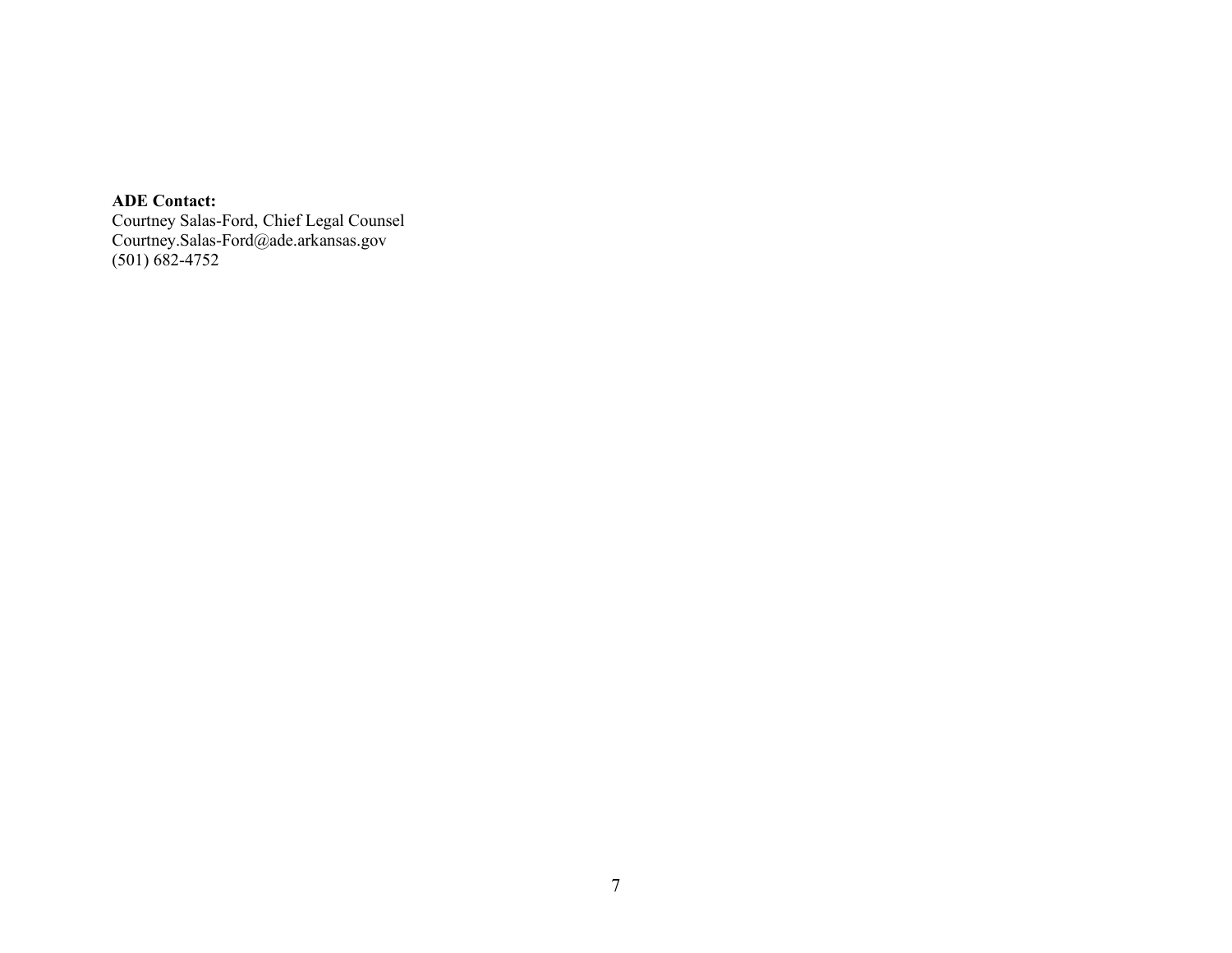**ADE Contact:**
Courtney Salas-Ford, Chief Legal Counsel
Courtney.Salas-Ford@ade.arkansas.gov
(501) 682-4752